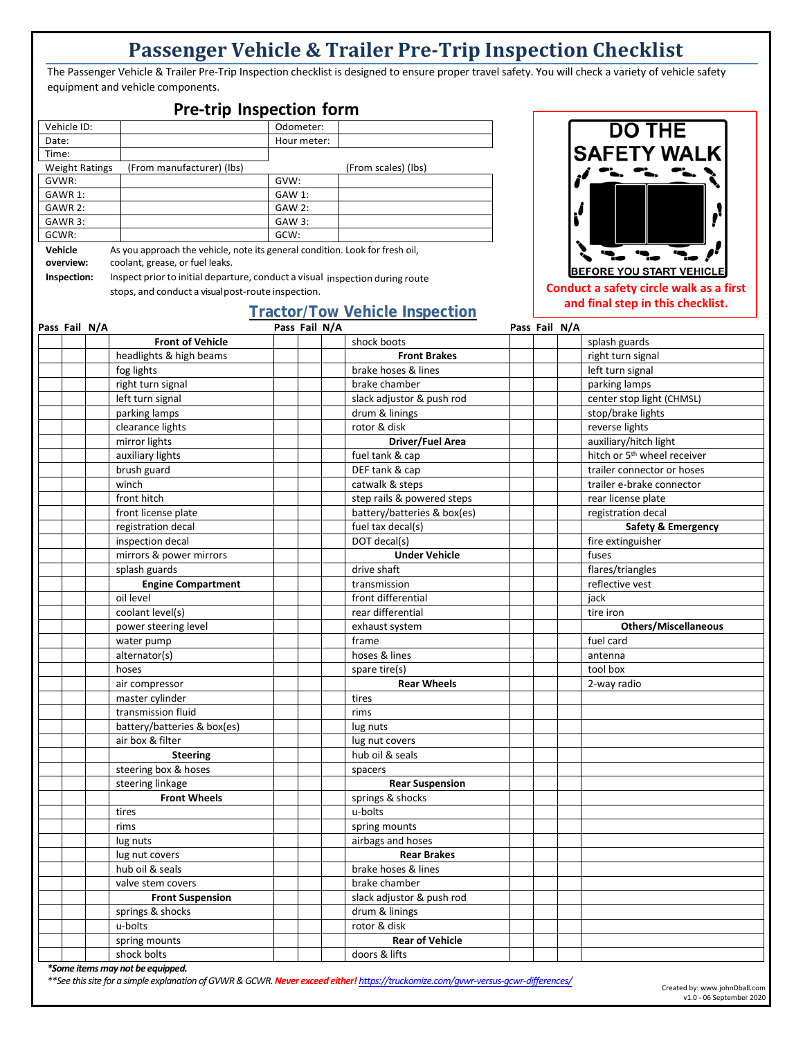# Passenger Vehicle & Trailer Pre-Trip Inspection Checklist

The Passenger Vehicle & Trailer Pre-Trip Inspection checklist is designed to ensure proper travel safety. You will check a variety of vehicle safety equipment and vehicle components.

## Pre-trip Inspection form

| | | | |
|---|---|---|---|
| Vehicle ID: | | Odometer: | |
| Date: | | Hour meter: | |
| Time: | | | |
| Weight Ratings | (From manufacturer) (lbs) | | (From scales) (lbs) |
| GVWR: | | GVW: | |
| GAWR 1: | | GAW 1: | |
| GAWR 2: | | GAW 2: | |
| GAWR 3: | | GAW 3: | |
| GCWR: | | GCW: | |

**Vehicle overview:** As you approach the vehicle, note its general condition. Look for fresh oil, coolant, grease, or fuel leaks.

**Inspection:** Inspect prior to initial departure, conduct a visual inspection during route stops, and conduct a visual post-route inspection.

**DO THE SAFETY WALK BEFORE YOU START VEHICLE**

**Conduct a safety circle walk as a first and final step in this checklist.**

## Tractor/Tow Vehicle Inspection

| Pass | Fail | N/A | | Pass | Fail | N/A | | Pass | Fail | N/A | |
|---|---|---|---|---|---|---|---|---|---|---|---|
| | | | **Front of Vehicle** | | | | shock boots | | | | splash guards |
| | | | headlights & high beams | | | | **Front Brakes** | | | | right turn signal |
| | | | fog lights | | | | brake hoses & lines | | | | left turn signal |
| | | | right turn signal | | | | brake chamber | | | | parking lamps |
| | | | left turn signal | | | | slack adjustor & push rod | | | | center stop light (CHMSL) |
| | | | parking lamps | | | | drum & linings | | | | stop/brake lights |
| | | | clearance lights | | | | rotor & disk | | | | reverse lights |
| | | | mirror lights | | | | **Driver/Fuel Area** | | | | auxiliary/hitch light |
| | | | auxiliary lights | | | | fuel tank & cap | | | | hitch or 5th wheel receiver |
| | | | brush guard | | | | DEF tank & cap | | | | trailer connector or hoses |
| | | | winch | | | | catwalk & steps | | | | trailer e-brake connector |
| | | | front hitch | | | | step rails & powered steps | | | | rear license plate |
| | | | front license plate | | | | battery/batteries & box(es) | | | | registration decal |
| | | | registration decal | | | | fuel tax decal(s) | | | | **Safety & Emergency** |
| | | | inspection decal | | | | DOT decal(s) | | | | fire extinguisher |
| | | | mirrors & power mirrors | | | | **Under Vehicle** | | | | fuses |
| | | | splash guards | | | | drive shaft | | | | flares/triangles |
| | | | **Engine Compartment** | | | | transmission | | | | reflective vest |
| | | | oil level | | | | front differential | | | | jack |
| | | | coolant level(s) | | | | rear differential | | | | tire iron |
| | | | power steering level | | | | exhaust system | | | | **Others/Miscellaneous** |
| | | | water pump | | | | frame | | | | fuel card |
| | | | alternator(s) | | | | hoses & lines | | | | antenna |
| | | | hoses | | | | spare tire(s) | | | | tool box |
| | | | air compressor | | | | **Rear Wheels** | | | | 2-way radio |
| | | | master cylinder | | | | tires | | | | |
| | | | transmission fluid | | | | rims | | | | |
| | | | battery/batteries & box(es) | | | | lug nuts | | | | |
| | | | air box & filter | | | | lug nut covers | | | | |
| | | | **Steering** | | | | hub oil & seals | | | | |
| | | | steering box & hoses | | | | spacers | | | | |
| | | | steering linkage | | | | **Rear Suspension** | | | | |
| | | | **Front Wheels** | | | | springs & shocks | | | | |
| | | | tires | | | | u-bolts | | | | |
| | | | rims | | | | spring mounts | | | | |
| | | | lug nuts | | | | airbags and hoses | | | | |
| | | | lug nut covers | | | | **Rear Brakes** | | | | |
| | | | hub oil & seals | | | | brake hoses & lines | | | | |
| | | | valve stem covers | | | | brake chamber | | | | |
| | | | **Front Suspension** | | | | slack adjustor & push rod | | | | |
| | | | springs & shocks | | | | drum & linings | | | | |
| | | | u-bolts | | | | rotor & disk | | | | |
| | | | spring mounts | | | | **Rear of Vehicle** | | | | |
| | | | shock bolts | | | | doors & lifts | | | | |

**Some items may not be equipped.*

***See this site for a simple explanation of GVWR & GCWR. **Never exceed either!** https://truckomize.com/gvwr-versus-gcwr-differences/*

Created by: www.johnDball.com
v1.0 - 06 September 2020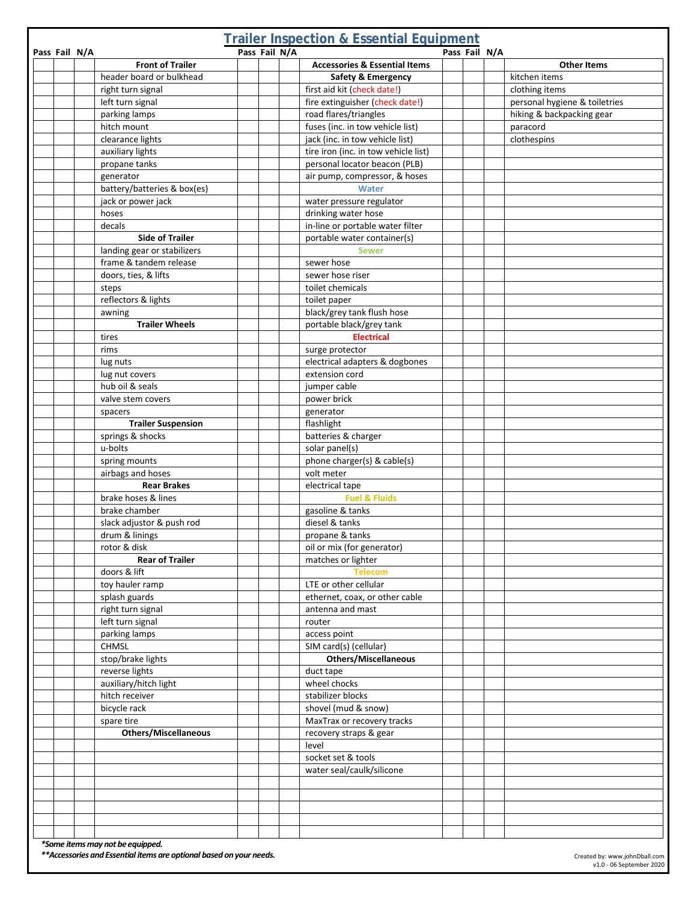# Trailer Inspection & Essential Equipment

| Pass | Fail | N/A | | Pass | Fail | N/A | | Pass | Fail | N/A | |
|---|---|---|---|---|---|---|---|---|---|---|---|
| | | | **Front of Trailer** | | | | **Accessories & Essential Items** | | | | **Other Items** |
| | | | header board or bulkhead | | | | **Safety & Emergency** | | | | kitchen items |
| | | | right turn signal | | | | first aid kit (check date!) | | | | clothing items |
| | | | left turn signal | | | | fire extinguisher (check date!) | | | | personal hygiene & toiletries |
| | | | parking lamps | | | | road flares/triangles | | | | hiking & backpacking gear |
| | | | hitch mount | | | | fuses (inc. in tow vehicle list) | | | | paracord |
| | | | clearance lights | | | | jack (inc. in tow vehicle list) | | | | clothespins |
| | | | auxiliary lights | | | | tire iron (inc. in tow vehicle list) | | | | |
| | | | propane tanks | | | | personal locator beacon (PLB) | | | | |
| | | | generator | | | | air pump, compressor, & hoses | | | | |
| | | | battery/batteries & box(es) | | | | **Water** | | | | |
| | | | jack or power jack | | | | water pressure regulator | | | | |
| | | | hoses | | | | drinking water hose | | | | |
| | | | decals | | | | in-line or portable water filter | | | | |
| | | | **Side of Trailer** | | | | portable water container(s) | | | | |
| | | | landing gear or stabilizers | | | | **Sewer** | | | | |
| | | | frame & tandem release | | | | sewer hose | | | | |
| | | | doors, ties, & lifts | | | | sewer hose riser | | | | |
| | | | steps | | | | toilet chemicals | | | | |
| | | | reflectors & lights | | | | toilet paper | | | | |
| | | | awning | | | | black/grey tank flush hose | | | | |
| | | | **Trailer Wheels** | | | | portable black/grey tank | | | | |
| | | | tires | | | | **Electrical** | | | | |
| | | | rims | | | | surge protector | | | | |
| | | | lug nuts | | | | electrical adapters & dogbones | | | | |
| | | | lug nut covers | | | | extension cord | | | | |
| | | | hub oil & seals | | | | jumper cable | | | | |
| | | | valve stem covers | | | | power brick | | | | |
| | | | spacers | | | | generator | | | | |
| | | | **Trailer Suspension** | | | | flashlight | | | | |
| | | | springs & shocks | | | | batteries & charger | | | | |
| | | | u-bolts | | | | solar panel(s) | | | | |
| | | | spring mounts | | | | phone charger(s) & cable(s) | | | | |
| | | | airbags and hoses | | | | volt meter | | | | |
| | | | **Rear Brakes** | | | | electrical tape | | | | |
| | | | brake hoses & lines | | | | **Fuel & Fluids** | | | | |
| | | | brake chamber | | | | gasoline & tanks | | | | |
| | | | slack adjustor & push rod | | | | diesel & tanks | | | | |
| | | | drum & linings | | | | propane & tanks | | | | |
| | | | rotor & disk | | | | oil or mix (for generator) | | | | |
| | | | **Rear of Trailer** | | | | matches or lighter | | | | |
| | | | doors & lift | | | | **Telecom** | | | | |
| | | | toy hauler ramp | | | | LTE or other cellular | | | | |
| | | | splash guards | | | | ethernet, coax, or other cable | | | | |
| | | | right turn signal | | | | antenna and mast | | | | |
| | | | left turn signal | | | | router | | | | |
| | | | parking lamps | | | | access point | | | | |
| | | | CHMSL | | | | SIM card(s) (cellular) | | | | |
| | | | stop/brake lights | | | | **Others/Miscellaneous** | | | | |
| | | | reverse lights | | | | duct tape | | | | |
| | | | auxiliary/hitch light | | | | wheel chocks | | | | |
| | | | hitch receiver | | | | stabilizer blocks | | | | |
| | | | bicycle rack | | | | shovel (mud & snow) | | | | |
| | | | spare tire | | | | MaxTrax or recovery tracks | | | | |
| | | | **Others/Miscellaneous** | | | | recovery straps & gear | | | | |
| | | | | | | | level | | | | |
| | | | | | | | socket set & tools | | | | |
| | | | | | | | water seal/caulk/silicone | | | | |
| | | | | | | | | | | | |
| | | | | | | | | | | | |
| | | | | | | | | | | | |
| | | | | | | | | | | | |
| | | | | | | | | | | | |

****Some items may not be equipped.***

*****Accessories and Essential items are optional based on your needs.***

Created by: www.johnDball.com
v1.0 - 06 September 2020